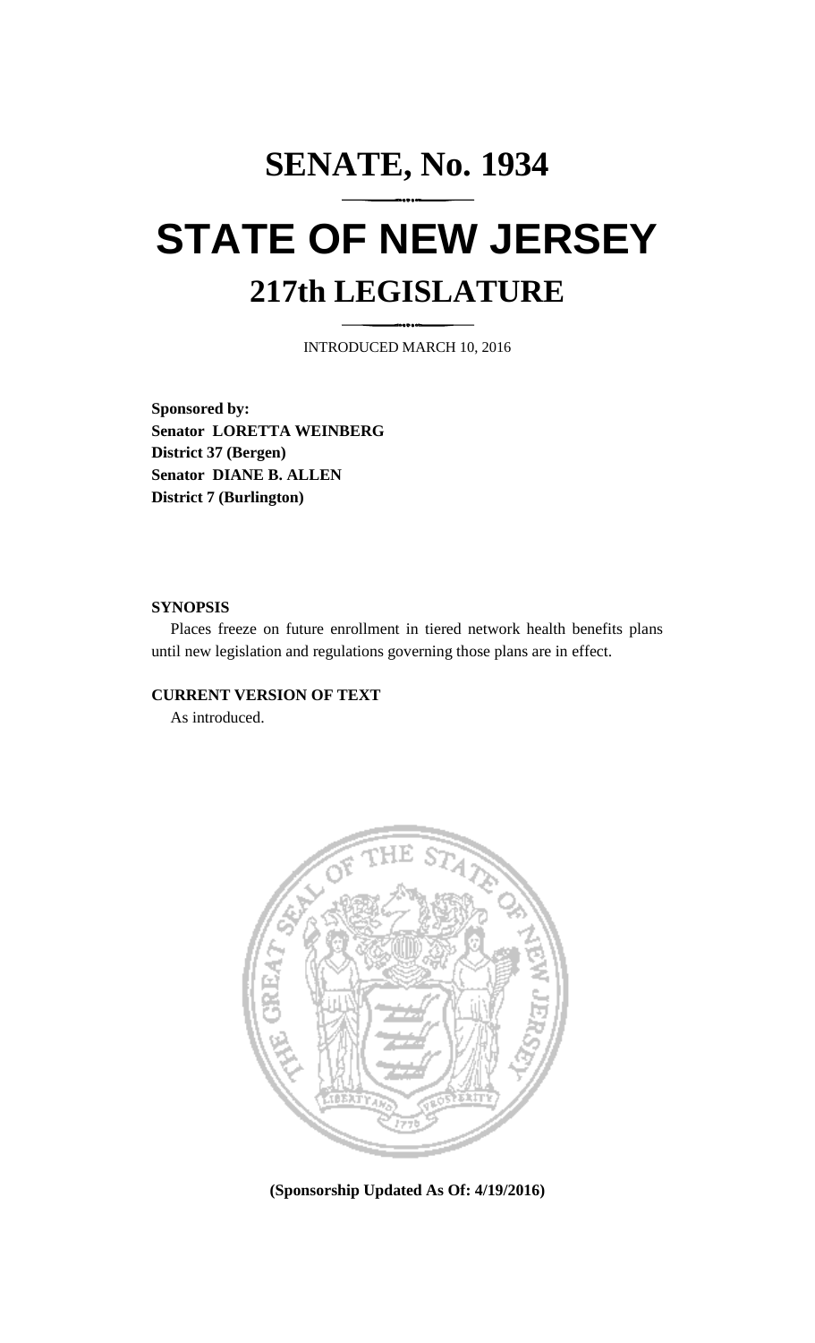# SENATE, No. 1934

# STATE OF NEW JERSEY

## 217th LEGISLATURE

INTRODUCED MARCH 10, 2016

**Sponsored by:**
**Senator LORETTA WEINBERG**
**District 37 (Bergen)**
**Senator DIANE B. ALLEN**
**District 7 (Burlington)**

**SYNOPSIS**

Places freeze on future enrollment in tiered network health benefits plans until new legislation and regulations governing those plans are in effect.

**CURRENT VERSION OF TEXT**

As introduced.

**(Sponsorship Updated As Of: 4/19/2016)**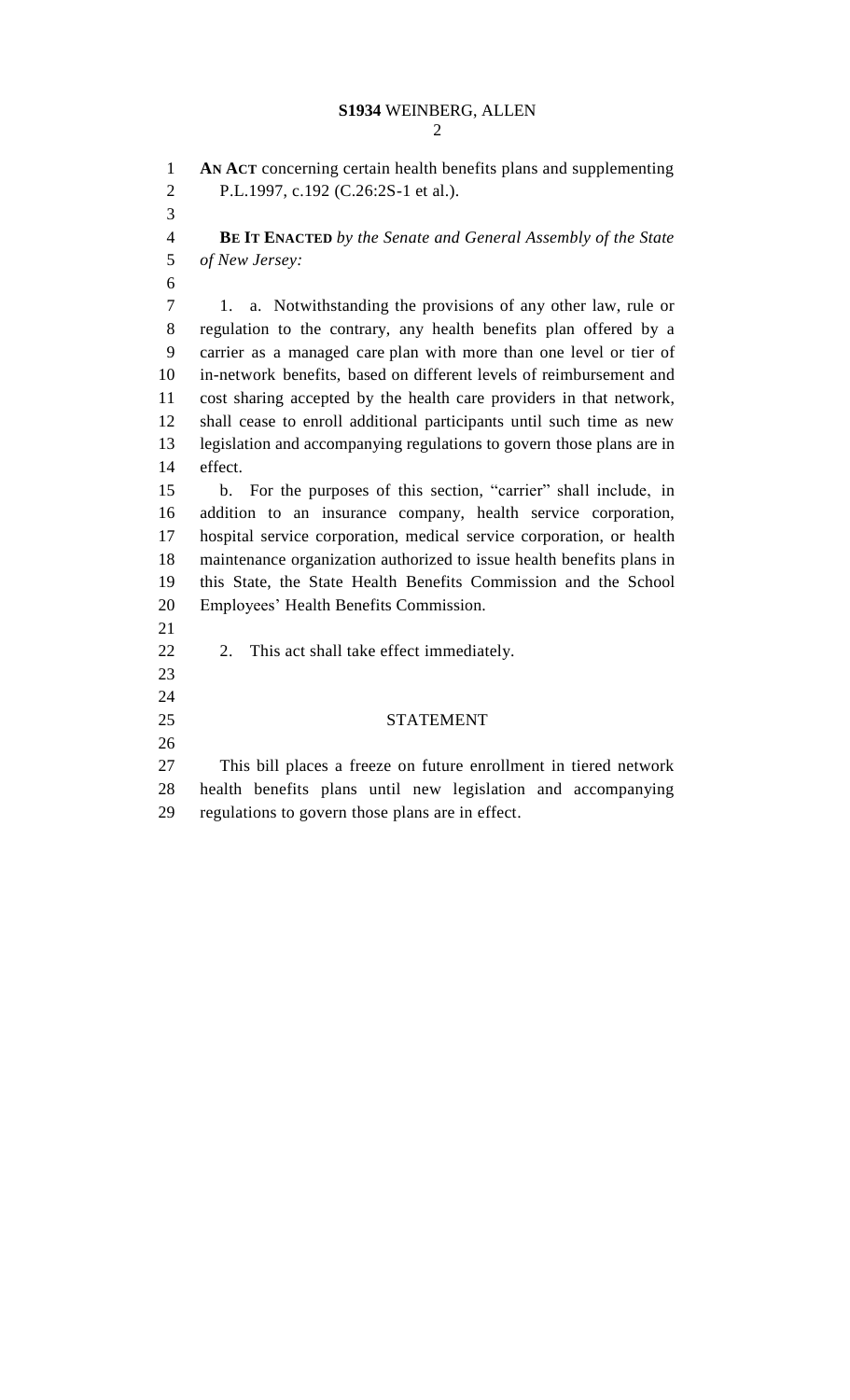**AN ACT** concerning certain health benefits plans and supplementing P.L.1997, c.192 (C.26:2S-1 et al.).

**BE IT ENACTED** *by the Senate and General Assembly of the State of New Jersey:*

1. a. Notwithstanding the provisions of any other law, rule or regulation to the contrary, any health benefits plan offered by a carrier as a managed care plan with more than one level or tier of in-network benefits, based on different levels of reimbursement and cost sharing accepted by the health care providers in that network, shall cease to enroll additional participants until such time as new legislation and accompanying regulations to govern those plans are in effect.

b. For the purposes of this section, "carrier" shall include, in addition to an insurance company, health service corporation, hospital service corporation, medical service corporation, or health maintenance organization authorized to issue health benefits plans in this State, the State Health Benefits Commission and the School Employees' Health Benefits Commission.

2. This act shall take effect immediately.

STATEMENT

This bill places a freeze on future enrollment in tiered network health benefits plans until new legislation and accompanying regulations to govern those plans are in effect.